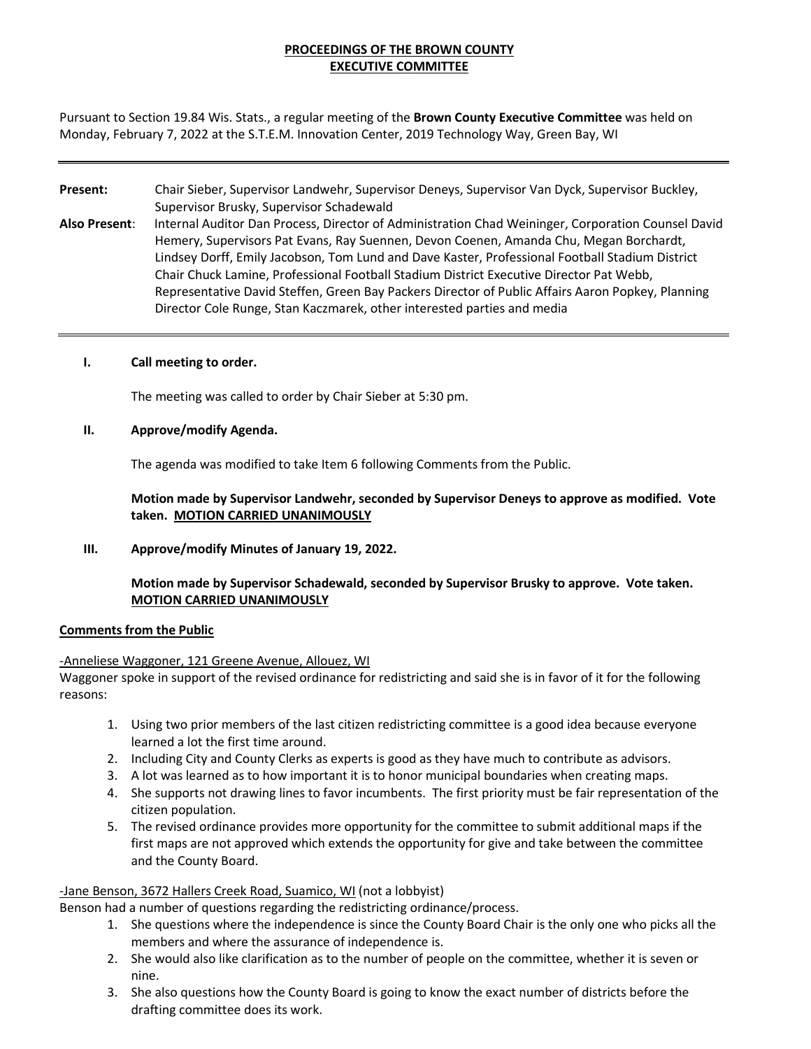**PROCEEDINGS OF THE BROWN COUNTY**
**EXECUTIVE COMMITTEE**

Pursuant to Section 19.84 Wis. Stats., a regular meeting of the **Brown County Executive Committee** was held on Monday, February 7, 2022 at the S.T.E.M. Innovation Center, 2019 Technology Way, Green Bay, WI

---

**Present:** Chair Sieber, Supervisor Landwehr, Supervisor Deneys, Supervisor Van Dyck, Supervisor Buckley, Supervisor Brusky, Supervisor Schadewald

**Also Present**: Internal Auditor Dan Process, Director of Administration Chad Weininger, Corporation Counsel David Hemery, Supervisors Pat Evans, Ray Suennen, Devon Coenen, Amanda Chu, Megan Borchardt, Lindsey Dorff, Emily Jacobson, Tom Lund and Dave Kaster, Professional Football Stadium District Chair Chuck Lamine, Professional Football Stadium District Executive Director Pat Webb, Representative David Steffen, Green Bay Packers Director of Public Affairs Aaron Popkey, Planning Director Cole Runge, Stan Kaczmarek, other interested parties and media

---

**I. Call meeting to order.**

The meeting was called to order by Chair Sieber at 5:30 pm.

**II. Approve/modify Agenda.**

The agenda was modified to take Item 6 following Comments from the Public.

**Motion made by Supervisor Landwehr, seconded by Supervisor Deneys to approve as modified. Vote taken. MOTION CARRIED UNANIMOUSLY**

**III. Approve/modify Minutes of January 19, 2022.**

**Motion made by Supervisor Schadewald, seconded by Supervisor Brusky to approve. Vote taken. MOTION CARRIED UNANIMOUSLY**

**Comments from the Public**

-Anneliese Waggoner, 121 Greene Avenue, Allouez, WI

Waggoner spoke in support of the revised ordinance for redistricting and said she is in favor of it for the following reasons:

1. Using two prior members of the last citizen redistricting committee is a good idea because everyone learned a lot the first time around.
2. Including City and County Clerks as experts is good as they have much to contribute as advisors.
3. A lot was learned as to how important it is to honor municipal boundaries when creating maps.
4. She supports not drawing lines to favor incumbents. The first priority must be fair representation of the citizen population.
5. The revised ordinance provides more opportunity for the committee to submit additional maps if the first maps are not approved which extends the opportunity for give and take between the committee and the County Board.

-Jane Benson, 3672 Hallers Creek Road, Suamico, WI (not a lobbyist)

Benson had a number of questions regarding the redistricting ordinance/process.

1. She questions where the independence is since the County Board Chair is the only one who picks all the members and where the assurance of independence is.
2. She would also like clarification as to the number of people on the committee, whether it is seven or nine.
3. She also questions how the County Board is going to know the exact number of districts before the drafting committee does its work.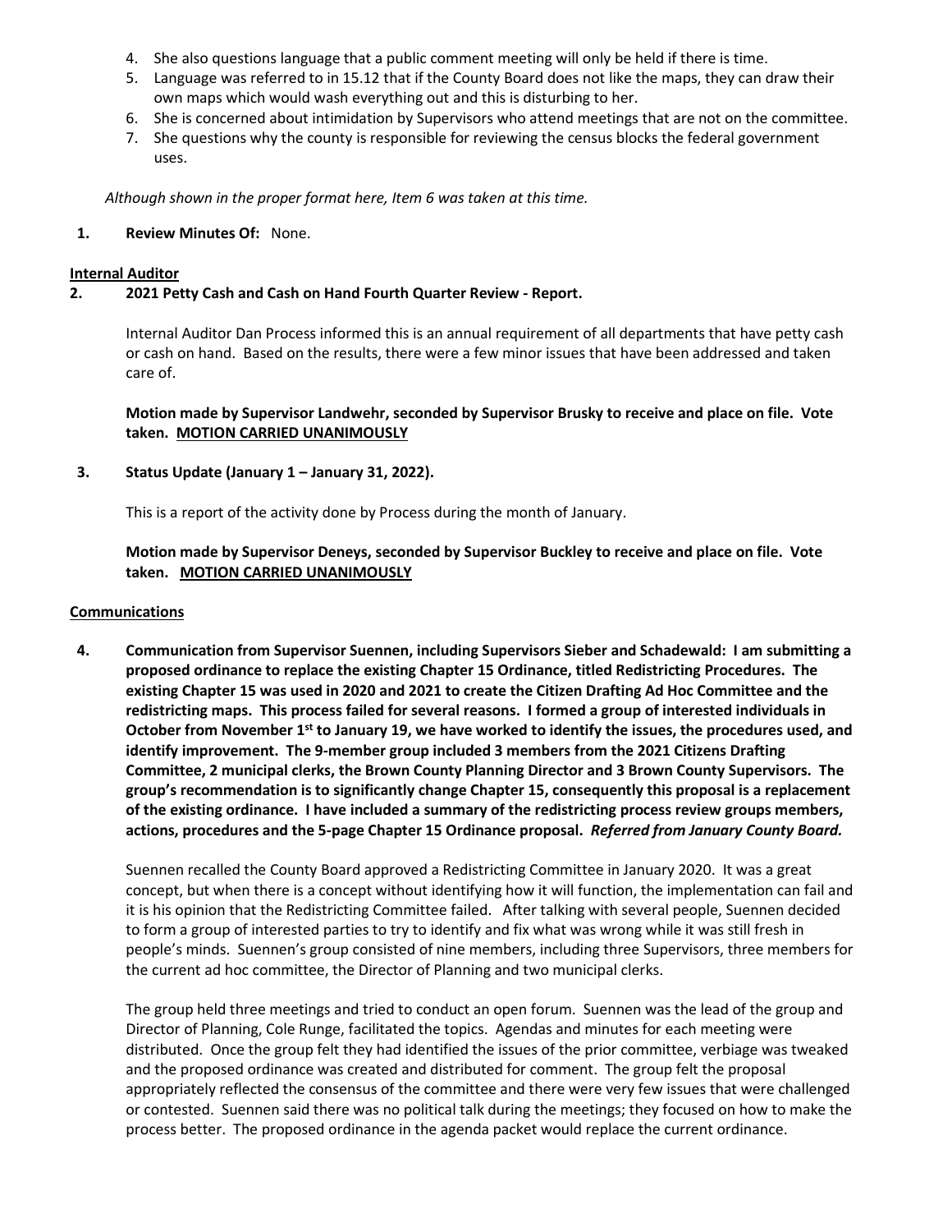4. She also questions language that a public comment meeting will only be held if there is time.
5. Language was referred to in 15.12 that if the County Board does not like the maps, they can draw their own maps which would wash everything out and this is disturbing to her.
6. She is concerned about intimidation by Supervisors who attend meetings that are not on the committee.
7. She questions why the county is responsible for reviewing the census blocks the federal government uses.

*Although shown in the proper format here, Item 6 was taken at this time.*

**1. Review Minutes Of:** None.

**<u>Internal Auditor</u>**

**2. 2021 Petty Cash and Cash on Hand Fourth Quarter Review - Report.**

Internal Auditor Dan Process informed this is an annual requirement of all departments that have petty cash or cash on hand. Based on the results, there were a few minor issues that have been addressed and taken care of.

**Motion made by Supervisor Landwehr, seconded by Supervisor Brusky to receive and place on file. Vote taken. <u>MOTION CARRIED UNANIMOUSLY</u>**

**3. Status Update (January 1 – January 31, 2022).**

This is a report of the activity done by Process during the month of January.

**Motion made by Supervisor Deneys, seconded by Supervisor Buckley to receive and place on file. Vote taken. <u>MOTION CARRIED UNANIMOUSLY</u>**

**<u>Communications</u>**

**4. Communication from Supervisor Suennen, including Supervisors Sieber and Schadewald: I am submitting a proposed ordinance to replace the existing Chapter 15 Ordinance, titled Redistricting Procedures. The existing Chapter 15 was used in 2020 and 2021 to create the Citizen Drafting Ad Hoc Committee and the redistricting maps. This process failed for several reasons. I formed a group of interested individuals in October from November 1st to January 19, we have worked to identify the issues, the procedures used, and identify improvement. The 9-member group included 3 members from the 2021 Citizens Drafting Committee, 2 municipal clerks, the Brown County Planning Director and 3 Brown County Supervisors. The group's recommendation is to significantly change Chapter 15, consequently this proposal is a replacement of the existing ordinance. I have included a summary of the redistricting process review groups members, actions, procedures and the 5-page Chapter 15 Ordinance proposal. *Referred from January County Board.***

Suennen recalled the County Board approved a Redistricting Committee in January 2020. It was a great concept, but when there is a concept without identifying how it will function, the implementation can fail and it is his opinion that the Redistricting Committee failed. After talking with several people, Suennen decided to form a group of interested parties to try to identify and fix what was wrong while it was still fresh in people's minds. Suennen's group consisted of nine members, including three Supervisors, three members for the current ad hoc committee, the Director of Planning and two municipal clerks.

The group held three meetings and tried to conduct an open forum. Suennen was the lead of the group and Director of Planning, Cole Runge, facilitated the topics. Agendas and minutes for each meeting were distributed. Once the group felt they had identified the issues of the prior committee, verbiage was tweaked and the proposed ordinance was created and distributed for comment. The group felt the proposal appropriately reflected the consensus of the committee and there were very few issues that were challenged or contested. Suennen said there was no political talk during the meetings; they focused on how to make the process better. The proposed ordinance in the agenda packet would replace the current ordinance.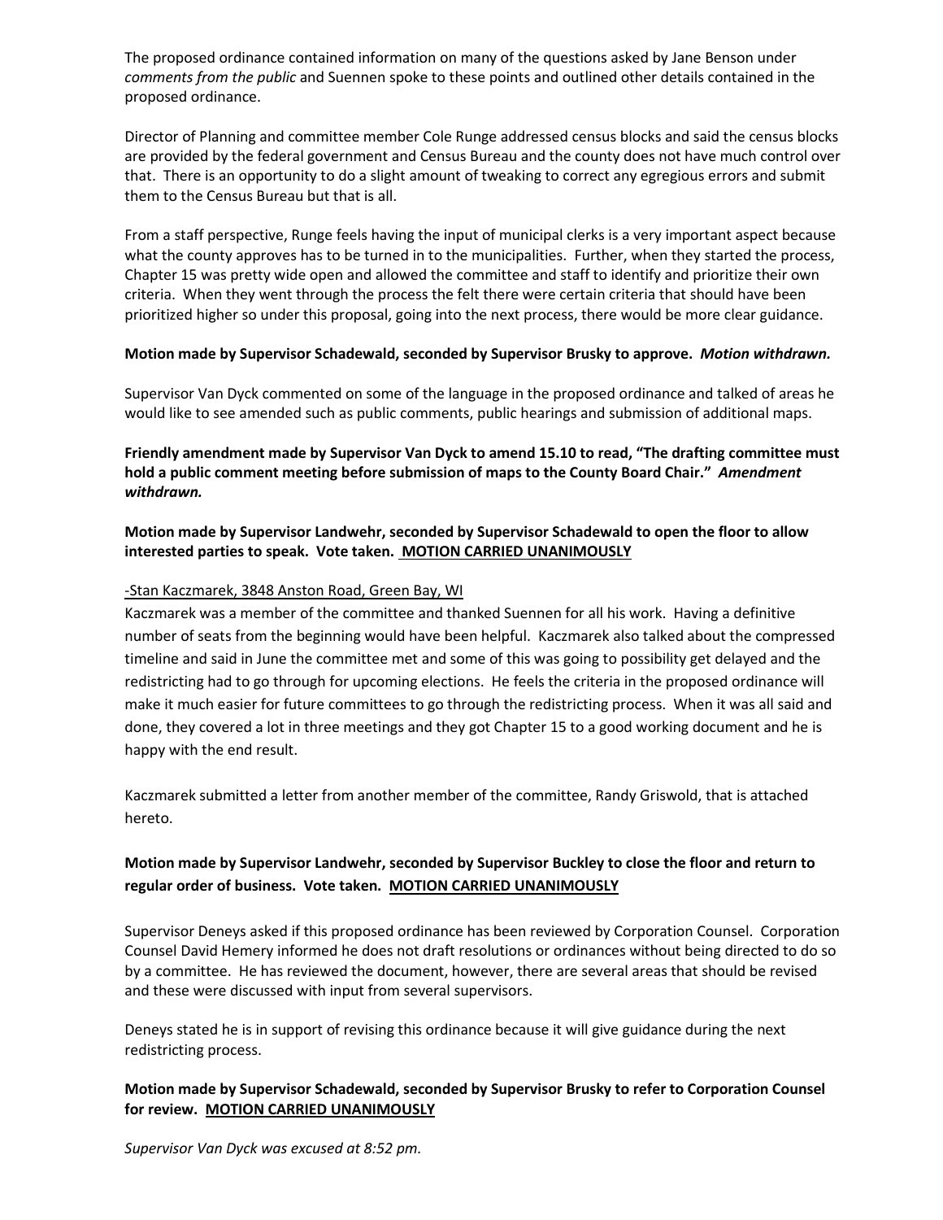The proposed ordinance contained information on many of the questions asked by Jane Benson under *comments from the public* and Suennen spoke to these points and outlined other details contained in the proposed ordinance.

Director of Planning and committee member Cole Runge addressed census blocks and said the census blocks are provided by the federal government and Census Bureau and the county does not have much control over that. There is an opportunity to do a slight amount of tweaking to correct any egregious errors and submit them to the Census Bureau but that is all.

From a staff perspective, Runge feels having the input of municipal clerks is a very important aspect because what the county approves has to be turned in to the municipalities. Further, when they started the process, Chapter 15 was pretty wide open and allowed the committee and staff to identify and prioritize their own criteria. When they went through the process the felt there were certain criteria that should have been prioritized higher so under this proposal, going into the next process, there would be more clear guidance.

**Motion made by Supervisor Schadewald, seconded by Supervisor Brusky to approve.** ***Motion withdrawn.***

Supervisor Van Dyck commented on some of the language in the proposed ordinance and talked of areas he would like to see amended such as public comments, public hearings and submission of additional maps.

**Friendly amendment made by Supervisor Van Dyck to amend 15.10 to read, "The drafting committee must hold a public comment meeting before submission of maps to the County Board Chair."** ***Amendment withdrawn.***

**Motion made by Supervisor Landwehr, seconded by Supervisor Schadewald to open the floor to allow interested parties to speak. Vote taken. MOTION CARRIED UNANIMOUSLY**

-Stan Kaczmarek, 3848 Anston Road, Green Bay, WI

Kaczmarek was a member of the committee and thanked Suennen for all his work. Having a definitive number of seats from the beginning would have been helpful. Kaczmarek also talked about the compressed timeline and said in June the committee met and some of this was going to possibility get delayed and the redistricting had to go through for upcoming elections. He feels the criteria in the proposed ordinance will make it much easier for future committees to go through the redistricting process. When it was all said and done, they covered a lot in three meetings and they got Chapter 15 to a good working document and he is happy with the end result.

Kaczmarek submitted a letter from another member of the committee, Randy Griswold, that is attached hereto.

**Motion made by Supervisor Landwehr, seconded by Supervisor Buckley to close the floor and return to regular order of business. Vote taken. MOTION CARRIED UNANIMOUSLY**

Supervisor Deneys asked if this proposed ordinance has been reviewed by Corporation Counsel. Corporation Counsel David Hemery informed he does not draft resolutions or ordinances without being directed to do so by a committee. He has reviewed the document, however, there are several areas that should be revised and these were discussed with input from several supervisors.

Deneys stated he is in support of revising this ordinance because it will give guidance during the next redistricting process.

**Motion made by Supervisor Schadewald, seconded by Supervisor Brusky to refer to Corporation Counsel for review. MOTION CARRIED UNANIMOUSLY**

*Supervisor Van Dyck was excused at 8:52 pm.*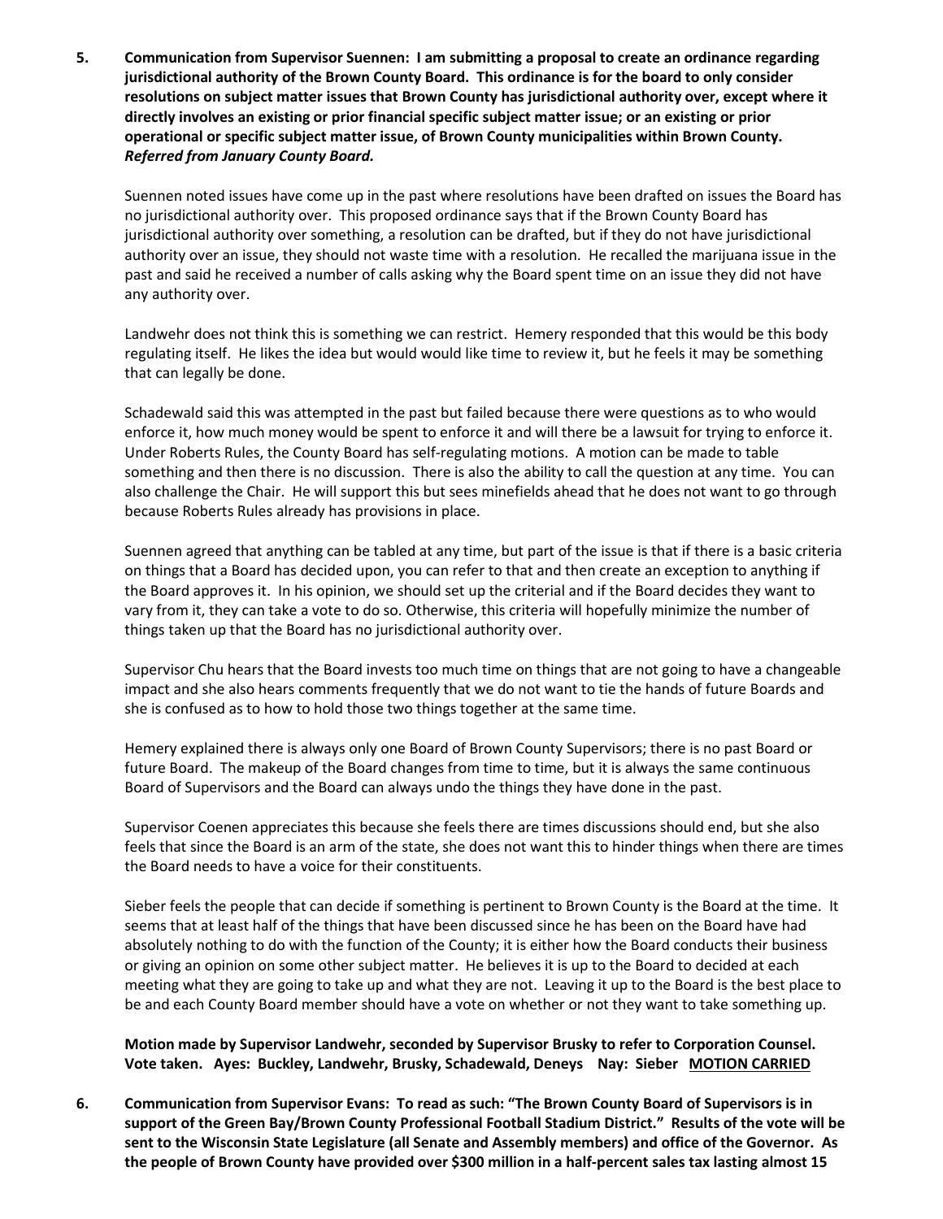**5. Communication from Supervisor Suennen: I am submitting a proposal to create an ordinance regarding jurisdictional authority of the Brown County Board. This ordinance is for the board to only consider resolutions on subject matter issues that Brown County has jurisdictional authority over, except where it directly involves an existing or prior financial specific subject matter issue; or an existing or prior operational or specific subject matter issue, of Brown County municipalities within Brown County.** ***Referred from January County Board.***

Suennen noted issues have come up in the past where resolutions have been drafted on issues the Board has no jurisdictional authority over. This proposed ordinance says that if the Brown County Board has jurisdictional authority over something, a resolution can be drafted, but if they do not have jurisdictional authority over an issue, they should not waste time with a resolution. He recalled the marijuana issue in the past and said he received a number of calls asking why the Board spent time on an issue they did not have any authority over.

Landwehr does not think this is something we can restrict. Hemery responded that this would be this body regulating itself. He likes the idea but would would like time to review it, but he feels it may be something that can legally be done.

Schadewald said this was attempted in the past but failed because there were questions as to who would enforce it, how much money would be spent to enforce it and will there be a lawsuit for trying to enforce it. Under Roberts Rules, the County Board has self-regulating motions. A motion can be made to table something and then there is no discussion. There is also the ability to call the question at any time. You can also challenge the Chair. He will support this but sees minefields ahead that he does not want to go through because Roberts Rules already has provisions in place.

Suennen agreed that anything can be tabled at any time, but part of the issue is that if there is a basic criteria on things that a Board has decided upon, you can refer to that and then create an exception to anything if the Board approves it. In his opinion, we should set up the criterial and if the Board decides they want to vary from it, they can take a vote to do so. Otherwise, this criteria will hopefully minimize the number of things taken up that the Board has no jurisdictional authority over.

Supervisor Chu hears that the Board invests too much time on things that are not going to have a changeable impact and she also hears comments frequently that we do not want to tie the hands of future Boards and she is confused as to how to hold those two things together at the same time.

Hemery explained there is always only one Board of Brown County Supervisors; there is no past Board or future Board. The makeup of the Board changes from time to time, but it is always the same continuous Board of Supervisors and the Board can always undo the things they have done in the past.

Supervisor Coenen appreciates this because she feels there are times discussions should end, but she also feels that since the Board is an arm of the state, she does not want this to hinder things when there are times the Board needs to have a voice for their constituents.

Sieber feels the people that can decide if something is pertinent to Brown County is the Board at the time. It seems that at least half of the things that have been discussed since he has been on the Board have had absolutely nothing to do with the function of the County; it is either how the Board conducts their business or giving an opinion on some other subject matter. He believes it is up to the Board to decided at each meeting what they are going to take up and what they are not. Leaving it up to the Board is the best place to be and each County Board member should have a vote on whether or not they want to take something up.

**Motion made by Supervisor Landwehr, seconded by Supervisor Brusky to refer to Corporation Counsel. Vote taken. Ayes: Buckley, Landwehr, Brusky, Schadewald, Deneys Nay: Sieber <u>MOTION CARRIED</u>**

**6. Communication from Supervisor Evans: To read as such: "The Brown County Board of Supervisors is in support of the Green Bay/Brown County Professional Football Stadium District." Results of the vote will be sent to the Wisconsin State Legislature (all Senate and Assembly members) and office of the Governor. As the people of Brown County have provided over $300 million in a half-percent sales tax lasting almost 15**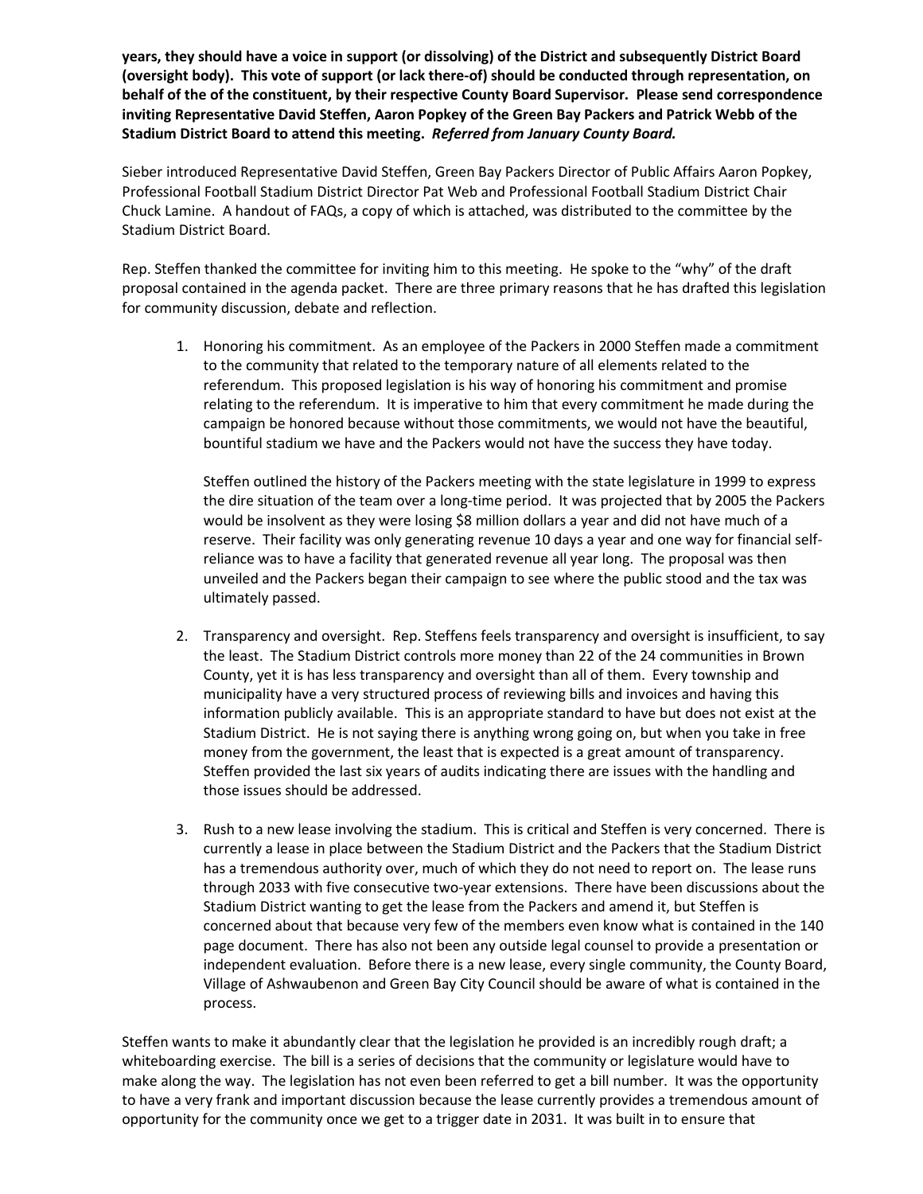**years, they should have a voice in support (or dissolving) of the District and subsequently District Board (oversight body). This vote of support (or lack there-of) should be conducted through representation, on behalf of the of the constituent, by their respective County Board Supervisor. Please send correspondence inviting Representative David Steffen, Aaron Popkey of the Green Bay Packers and Patrick Webb of the Stadium District Board to attend this meeting.** ***Referred from January County Board.***

Sieber introduced Representative David Steffen, Green Bay Packers Director of Public Affairs Aaron Popkey, Professional Football Stadium District Director Pat Web and Professional Football Stadium District Chair Chuck Lamine. A handout of FAQs, a copy of which is attached, was distributed to the committee by the Stadium District Board.

Rep. Steffen thanked the committee for inviting him to this meeting. He spoke to the "why" of the draft proposal contained in the agenda packet. There are three primary reasons that he has drafted this legislation for community discussion, debate and reflection.

1. Honoring his commitment. As an employee of the Packers in 2000 Steffen made a commitment to the community that related to the temporary nature of all elements related to the referendum. This proposed legislation is his way of honoring his commitment and promise relating to the referendum. It is imperative to him that every commitment he made during the campaign be honored because without those commitments, we would not have the beautiful, bountiful stadium we have and the Packers would not have the success they have today.

   Steffen outlined the history of the Packers meeting with the state legislature in 1999 to express the dire situation of the team over a long-time period. It was projected that by 2005 the Packers would be insolvent as they were losing $8 million dollars a year and did not have much of a reserve. Their facility was only generating revenue 10 days a year and one way for financial self-reliance was to have a facility that generated revenue all year long. The proposal was then unveiled and the Packers began their campaign to see where the public stood and the tax was ultimately passed.

2. Transparency and oversight. Rep. Steffens feels transparency and oversight is insufficient, to say the least. The Stadium District controls more money than 22 of the 24 communities in Brown County, yet it is has less transparency and oversight than all of them. Every township and municipality have a very structured process of reviewing bills and invoices and having this information publicly available. This is an appropriate standard to have but does not exist at the Stadium District. He is not saying there is anything wrong going on, but when you take in free money from the government, the least that is expected is a great amount of transparency. Steffen provided the last six years of audits indicating there are issues with the handling and those issues should be addressed.

3. Rush to a new lease involving the stadium. This is critical and Steffen is very concerned. There is currently a lease in place between the Stadium District and the Packers that the Stadium District has a tremendous authority over, much of which they do not need to report on. The lease runs through 2033 with five consecutive two-year extensions. There have been discussions about the Stadium District wanting to get the lease from the Packers and amend it, but Steffen is concerned about that because very few of the members even know what is contained in the 140 page document. There has also not been any outside legal counsel to provide a presentation or independent evaluation. Before there is a new lease, every single community, the County Board, Village of Ashwaubenon and Green Bay City Council should be aware of what is contained in the process.

Steffen wants to make it abundantly clear that the legislation he provided is an incredibly rough draft; a whiteboarding exercise. The bill is a series of decisions that the community or legislature would have to make along the way. The legislation has not even been referred to get a bill number. It was the opportunity to have a very frank and important discussion because the lease currently provides a tremendous amount of opportunity for the community once we get to a trigger date in 2031. It was built in to ensure that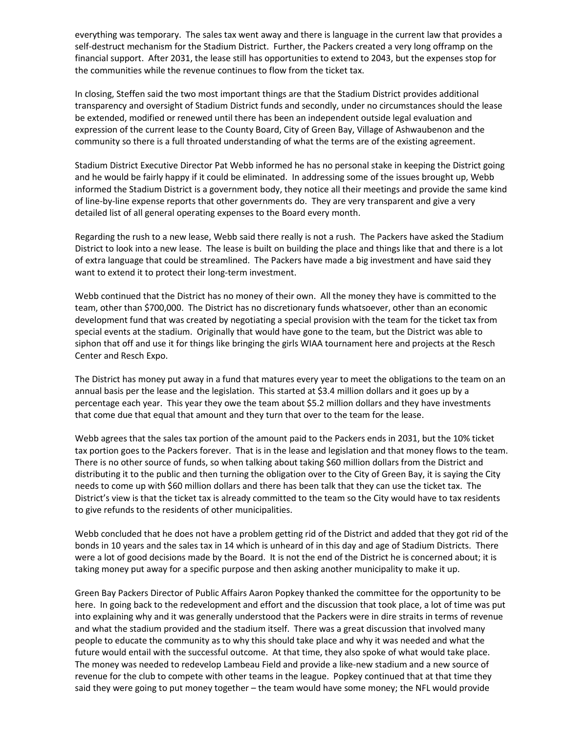everything was temporary. The sales tax went away and there is language in the current law that provides a self-destruct mechanism for the Stadium District. Further, the Packers created a very long offramp on the financial support. After 2031, the lease still has opportunities to extend to 2043, but the expenses stop for the communities while the revenue continues to flow from the ticket tax.

In closing, Steffen said the two most important things are that the Stadium District provides additional transparency and oversight of Stadium District funds and secondly, under no circumstances should the lease be extended, modified or renewed until there has been an independent outside legal evaluation and expression of the current lease to the County Board, City of Green Bay, Village of Ashwaubenon and the community so there is a full throated understanding of what the terms are of the existing agreement.

Stadium District Executive Director Pat Webb informed he has no personal stake in keeping the District going and he would be fairly happy if it could be eliminated. In addressing some of the issues brought up, Webb informed the Stadium District is a government body, they notice all their meetings and provide the same kind of line-by-line expense reports that other governments do. They are very transparent and give a very detailed list of all general operating expenses to the Board every month.

Regarding the rush to a new lease, Webb said there really is not a rush. The Packers have asked the Stadium District to look into a new lease. The lease is built on building the place and things like that and there is a lot of extra language that could be streamlined. The Packers have made a big investment and have said they want to extend it to protect their long-term investment.

Webb continued that the District has no money of their own. All the money they have is committed to the team, other than $700,000. The District has no discretionary funds whatsoever, other than an economic development fund that was created by negotiating a special provision with the team for the ticket tax from special events at the stadium. Originally that would have gone to the team, but the District was able to siphon that off and use it for things like bringing the girls WIAA tournament here and projects at the Resch Center and Resch Expo.

The District has money put away in a fund that matures every year to meet the obligations to the team on an annual basis per the lease and the legislation. This started at $3.4 million dollars and it goes up by a percentage each year. This year they owe the team about $5.2 million dollars and they have investments that come due that equal that amount and they turn that over to the team for the lease.

Webb agrees that the sales tax portion of the amount paid to the Packers ends in 2031, but the 10% ticket tax portion goes to the Packers forever. That is in the lease and legislation and that money flows to the team. There is no other source of funds, so when talking about taking $60 million dollars from the District and distributing it to the public and then turning the obligation over to the City of Green Bay, it is saying the City needs to come up with $60 million dollars and there has been talk that they can use the ticket tax. The District's view is that the ticket tax is already committed to the team so the City would have to tax residents to give refunds to the residents of other municipalities.

Webb concluded that he does not have a problem getting rid of the District and added that they got rid of the bonds in 10 years and the sales tax in 14 which is unheard of in this day and age of Stadium Districts. There were a lot of good decisions made by the Board. It is not the end of the District he is concerned about; it is taking money put away for a specific purpose and then asking another municipality to make it up.

Green Bay Packers Director of Public Affairs Aaron Popkey thanked the committee for the opportunity to be here. In going back to the redevelopment and effort and the discussion that took place, a lot of time was put into explaining why and it was generally understood that the Packers were in dire straits in terms of revenue and what the stadium provided and the stadium itself. There was a great discussion that involved many people to educate the community as to why this should take place and why it was needed and what the future would entail with the successful outcome. At that time, they also spoke of what would take place. The money was needed to redevelop Lambeau Field and provide a like-new stadium and a new source of revenue for the club to compete with other teams in the league. Popkey continued that at that time they said they were going to put money together – the team would have some money; the NFL would provide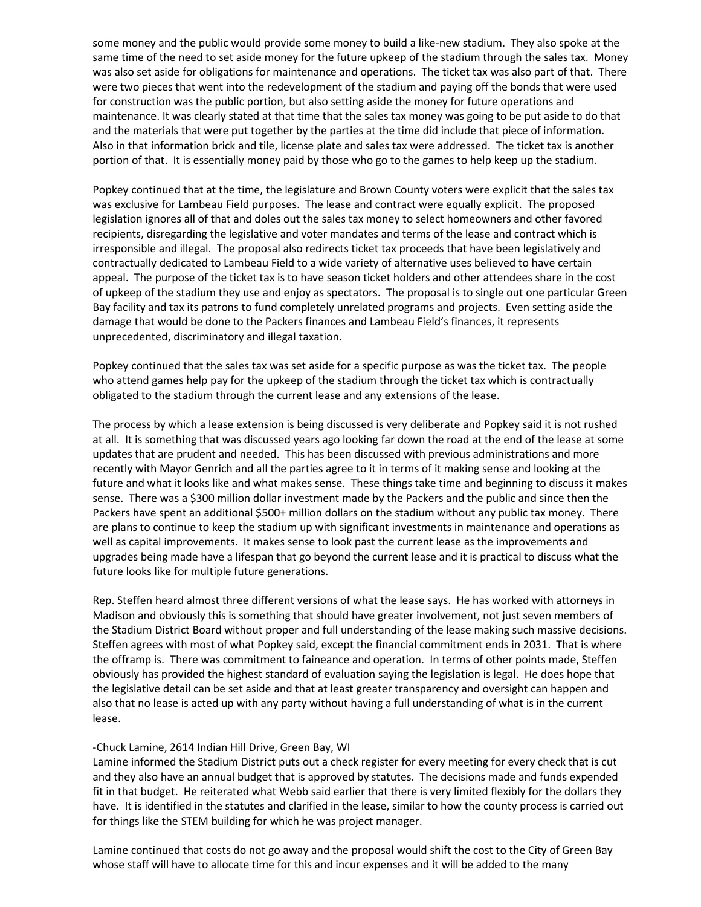some money and the public would provide some money to build a like-new stadium. They also spoke at the same time of the need to set aside money for the future upkeep of the stadium through the sales tax. Money was also set aside for obligations for maintenance and operations. The ticket tax was also part of that. There were two pieces that went into the redevelopment of the stadium and paying off the bonds that were used for construction was the public portion, but also setting aside the money for future operations and maintenance. It was clearly stated at that time that the sales tax money was going to be put aside to do that and the materials that were put together by the parties at the time did include that piece of information. Also in that information brick and tile, license plate and sales tax were addressed. The ticket tax is another portion of that. It is essentially money paid by those who go to the games to help keep up the stadium.

Popkey continued that at the time, the legislature and Brown County voters were explicit that the sales tax was exclusive for Lambeau Field purposes. The lease and contract were equally explicit. The proposed legislation ignores all of that and doles out the sales tax money to select homeowners and other favored recipients, disregarding the legislative and voter mandates and terms of the lease and contract which is irresponsible and illegal. The proposal also redirects ticket tax proceeds that have been legislatively and contractually dedicated to Lambeau Field to a wide variety of alternative uses believed to have certain appeal. The purpose of the ticket tax is to have season ticket holders and other attendees share in the cost of upkeep of the stadium they use and enjoy as spectators. The proposal is to single out one particular Green Bay facility and tax its patrons to fund completely unrelated programs and projects. Even setting aside the damage that would be done to the Packers finances and Lambeau Field's finances, it represents unprecedented, discriminatory and illegal taxation.

Popkey continued that the sales tax was set aside for a specific purpose as was the ticket tax. The people who attend games help pay for the upkeep of the stadium through the ticket tax which is contractually obligated to the stadium through the current lease and any extensions of the lease.

The process by which a lease extension is being discussed is very deliberate and Popkey said it is not rushed at all. It is something that was discussed years ago looking far down the road at the end of the lease at some updates that are prudent and needed. This has been discussed with previous administrations and more recently with Mayor Genrich and all the parties agree to it in terms of it making sense and looking at the future and what it looks like and what makes sense. These things take time and beginning to discuss it makes sense. There was a $300 million dollar investment made by the Packers and the public and since then the Packers have spent an additional $500+ million dollars on the stadium without any public tax money. There are plans to continue to keep the stadium up with significant investments in maintenance and operations as well as capital improvements. It makes sense to look past the current lease as the improvements and upgrades being made have a lifespan that go beyond the current lease and it is practical to discuss what the future looks like for multiple future generations.

Rep. Steffen heard almost three different versions of what the lease says. He has worked with attorneys in Madison and obviously this is something that should have greater involvement, not just seven members of the Stadium District Board without proper and full understanding of the lease making such massive decisions. Steffen agrees with most of what Popkey said, except the financial commitment ends in 2031. That is where the offramp is. There was commitment to faineance and operation. In terms of other points made, Steffen obviously has provided the highest standard of evaluation saying the legislation is legal. He does hope that the legislative detail can be set aside and that at least greater transparency and oversight can happen and also that no lease is acted up with any party without having a full understanding of what is in the current lease.

-Chuck Lamine, 2614 Indian Hill Drive, Green Bay, WI

Lamine informed the Stadium District puts out a check register for every meeting for every check that is cut and they also have an annual budget that is approved by statutes. The decisions made and funds expended fit in that budget. He reiterated what Webb said earlier that there is very limited flexibly for the dollars they have. It is identified in the statutes and clarified in the lease, similar to how the county process is carried out for things like the STEM building for which he was project manager.

Lamine continued that costs do not go away and the proposal would shift the cost to the City of Green Bay whose staff will have to allocate time for this and incur expenses and it will be added to the many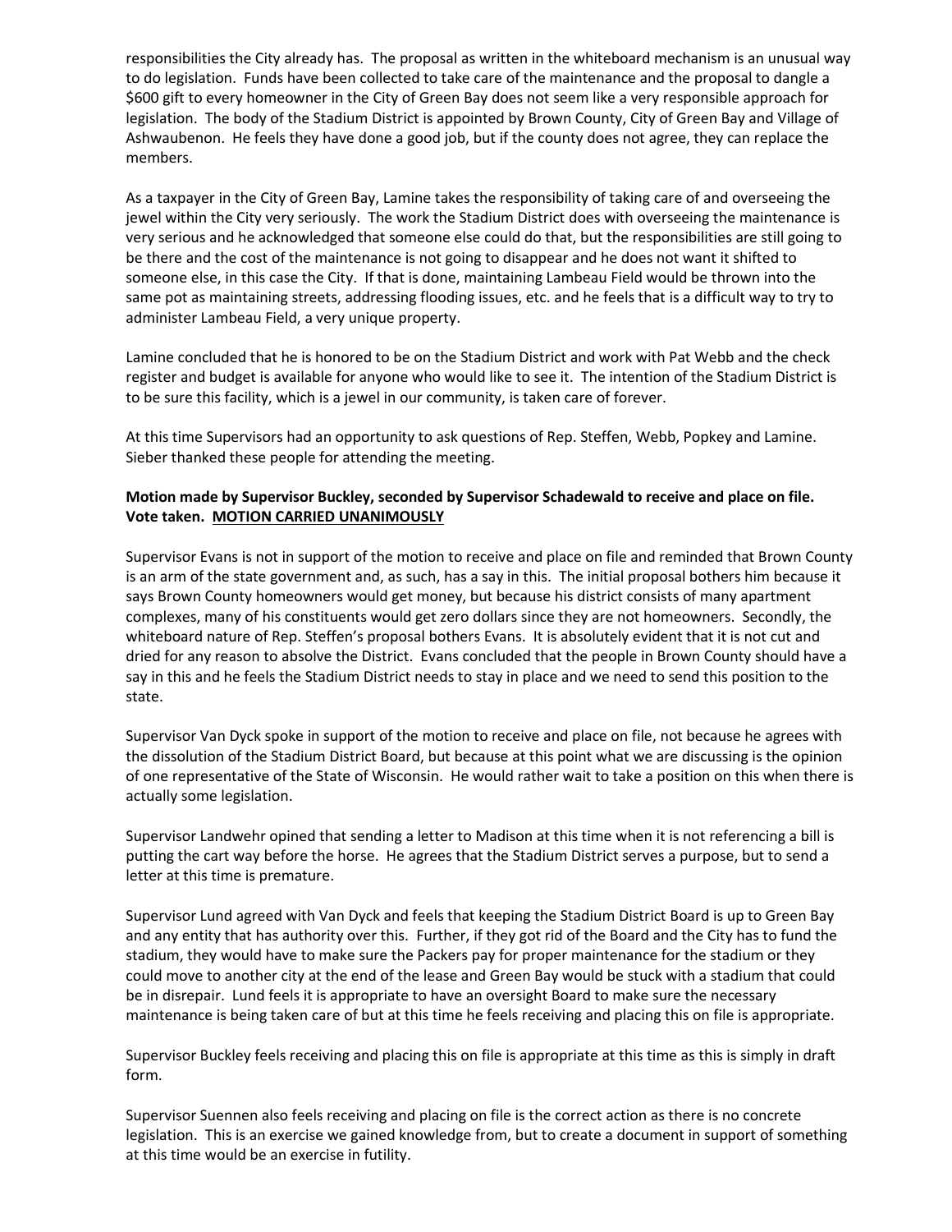responsibilities the City already has. The proposal as written in the whiteboard mechanism is an unusual way to do legislation. Funds have been collected to take care of the maintenance and the proposal to dangle a $600 gift to every homeowner in the City of Green Bay does not seem like a very responsible approach for legislation. The body of the Stadium District is appointed by Brown County, City of Green Bay and Village of Ashwaubenon. He feels they have done a good job, but if the county does not agree, they can replace the members.

As a taxpayer in the City of Green Bay, Lamine takes the responsibility of taking care of and overseeing the jewel within the City very seriously. The work the Stadium District does with overseeing the maintenance is very serious and he acknowledged that someone else could do that, but the responsibilities are still going to be there and the cost of the maintenance is not going to disappear and he does not want it shifted to someone else, in this case the City. If that is done, maintaining Lambeau Field would be thrown into the same pot as maintaining streets, addressing flooding issues, etc. and he feels that is a difficult way to try to administer Lambeau Field, a very unique property.

Lamine concluded that he is honored to be on the Stadium District and work with Pat Webb and the check register and budget is available for anyone who would like to see it. The intention of the Stadium District is to be sure this facility, which is a jewel in our community, is taken care of forever.

At this time Supervisors had an opportunity to ask questions of Rep. Steffen, Webb, Popkey and Lamine. Sieber thanked these people for attending the meeting.

**Motion made by Supervisor Buckley, seconded by Supervisor Schadewald to receive and place on file. Vote taken. MOTION CARRIED UNANIMOUSLY**

Supervisor Evans is not in support of the motion to receive and place on file and reminded that Brown County is an arm of the state government and, as such, has a say in this. The initial proposal bothers him because it says Brown County homeowners would get money, but because his district consists of many apartment complexes, many of his constituents would get zero dollars since they are not homeowners. Secondly, the whiteboard nature of Rep. Steffen's proposal bothers Evans. It is absolutely evident that it is not cut and dried for any reason to absolve the District. Evans concluded that the people in Brown County should have a say in this and he feels the Stadium District needs to stay in place and we need to send this position to the state.

Supervisor Van Dyck spoke in support of the motion to receive and place on file, not because he agrees with the dissolution of the Stadium District Board, but because at this point what we are discussing is the opinion of one representative of the State of Wisconsin. He would rather wait to take a position on this when there is actually some legislation.

Supervisor Landwehr opined that sending a letter to Madison at this time when it is not referencing a bill is putting the cart way before the horse. He agrees that the Stadium District serves a purpose, but to send a letter at this time is premature.

Supervisor Lund agreed with Van Dyck and feels that keeping the Stadium District Board is up to Green Bay and any entity that has authority over this. Further, if they got rid of the Board and the City has to fund the stadium, they would have to make sure the Packers pay for proper maintenance for the stadium or they could move to another city at the end of the lease and Green Bay would be stuck with a stadium that could be in disrepair. Lund feels it is appropriate to have an oversight Board to make sure the necessary maintenance is being taken care of but at this time he feels receiving and placing this on file is appropriate.

Supervisor Buckley feels receiving and placing this on file is appropriate at this time as this is simply in draft form.

Supervisor Suennen also feels receiving and placing on file is the correct action as there is no concrete legislation. This is an exercise we gained knowledge from, but to create a document in support of something at this time would be an exercise in futility.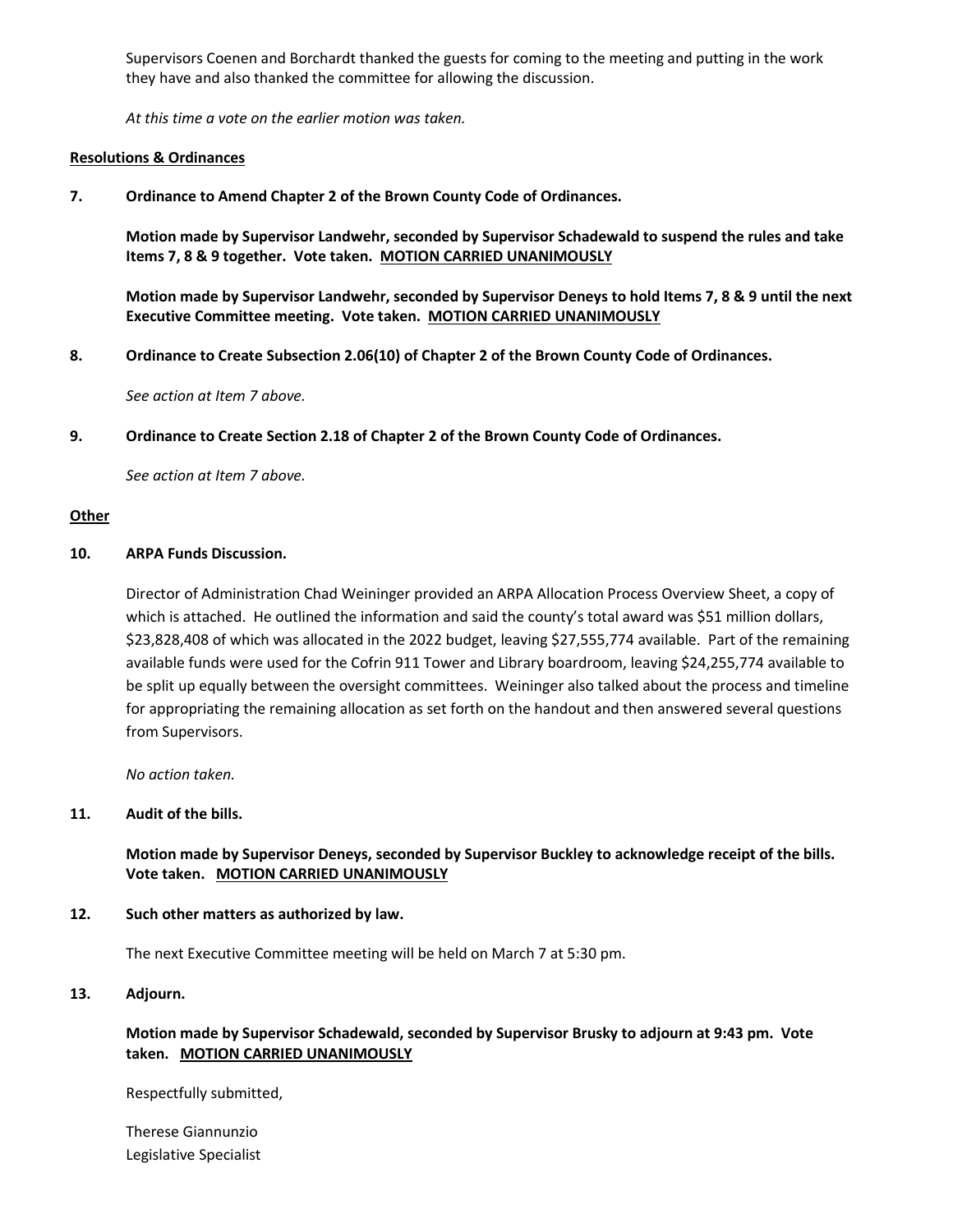Supervisors Coenen and Borchardt thanked the guests for coming to the meeting and putting in the work they have and also thanked the committee for allowing the discussion.

*At this time a vote on the earlier motion was taken.*

**<u>Resolutions & Ordinances</u>**

**7. Ordinance to Amend Chapter 2 of the Brown County Code of Ordinances.**

**Motion made by Supervisor Landwehr, seconded by Supervisor Schadewald to suspend the rules and take Items 7, 8 & 9 together. Vote taken. <u>MOTION CARRIED UNANIMOUSLY</u>**

**Motion made by Supervisor Landwehr, seconded by Supervisor Deneys to hold Items 7, 8 & 9 until the next Executive Committee meeting. Vote taken. <u>MOTION CARRIED UNANIMOUSLY</u>**

**8. Ordinance to Create Subsection 2.06(10) of Chapter 2 of the Brown County Code of Ordinances.**

*See action at Item 7 above.*

**9. Ordinance to Create Section 2.18 of Chapter 2 of the Brown County Code of Ordinances.**

*See action at Item 7 above.*

**<u>Other</u>**

**10. ARPA Funds Discussion.**

Director of Administration Chad Weininger provided an ARPA Allocation Process Overview Sheet, a copy of which is attached. He outlined the information and said the county's total award was $51 million dollars, $23,828,408 of which was allocated in the 2022 budget, leaving $27,555,774 available. Part of the remaining available funds were used for the Cofrin 911 Tower and Library boardroom, leaving $24,255,774 available to be split up equally between the oversight committees. Weininger also talked about the process and timeline for appropriating the remaining allocation as set forth on the handout and then answered several questions from Supervisors.

*No action taken.*

**11. Audit of the bills.**

**Motion made by Supervisor Deneys, seconded by Supervisor Buckley to acknowledge receipt of the bills. Vote taken. <u>MOTION CARRIED UNANIMOUSLY</u>**

**12. Such other matters as authorized by law.**

The next Executive Committee meeting will be held on March 7 at 5:30 pm.

**13. Adjourn.**

**Motion made by Supervisor Schadewald, seconded by Supervisor Brusky to adjourn at 9:43 pm. Vote taken. <u>MOTION CARRIED UNANIMOUSLY</u>**

Respectfully submitted,

Therese Giannunzio
Legislative Specialist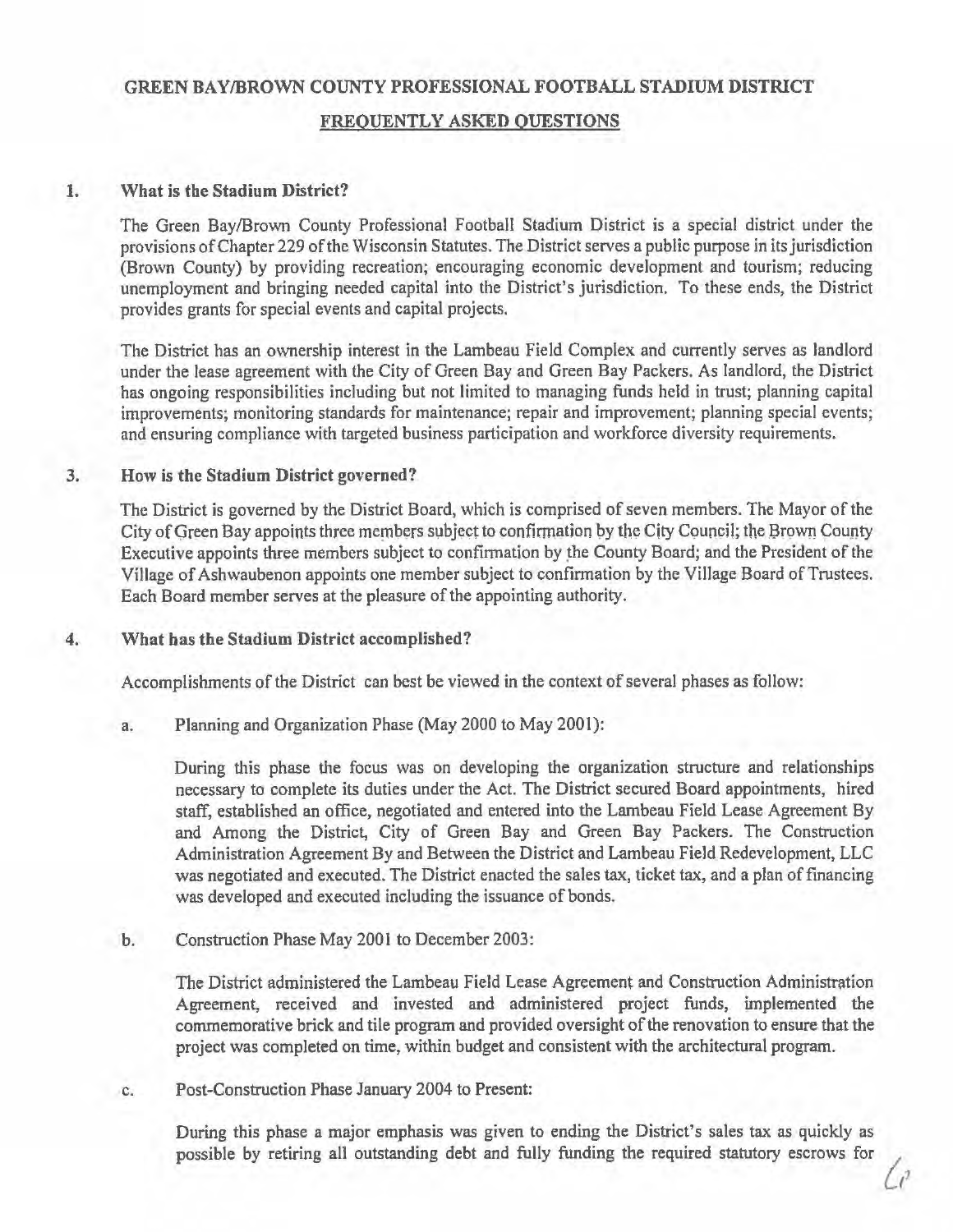# GREEN BAY/BROWN COUNTY PROFESSIONAL FOOTBALL STADIUM DISTRICT

## FREQUENTLY ASKED QUESTIONS

**1. What is the Stadium District?**

The Green Bay/Brown County Professional Football Stadium District is a special district under the provisions of Chapter 229 of the Wisconsin Statutes. The District serves a public purpose in its jurisdiction (Brown County) by providing recreation; encouraging economic development and tourism; reducing unemployment and bringing needed capital into the District's jurisdiction. To these ends, the District provides grants for special events and capital projects.

The District has an ownership interest in the Lambeau Field Complex and currently serves as landlord under the lease agreement with the City of Green Bay and Green Bay Packers. As landlord, the District has ongoing responsibilities including but not limited to managing funds held in trust; planning capital improvements; monitoring standards for maintenance; repair and improvement; planning special events; and ensuring compliance with targeted business participation and workforce diversity requirements.

**3. How is the Stadium District governed?**

The District is governed by the District Board, which is comprised of seven members. The Mayor of the City of Green Bay appoints three members subject to confirmation by the City Council; the Brown County Executive appoints three members subject to confirmation by the County Board; and the President of the Village of Ashwaubenon appoints one member subject to confirmation by the Village Board of Trustees. Each Board member serves at the pleasure of the appointing authority.

**4. What has the Stadium District accomplished?**

Accomplishments of the District can best be viewed in the context of several phases as follow:

a. Planning and Organization Phase (May 2000 to May 2001):

During this phase the focus was on developing the organization structure and relationships necessary to complete its duties under the Act. The District secured Board appointments, hired staff, established an office, negotiated and entered into the Lambeau Field Lease Agreement By and Among the District, City of Green Bay and Green Bay Packers. The Construction Administration Agreement By and Between the District and Lambeau Field Redevelopment, LLC was negotiated and executed. The District enacted the sales tax, ticket tax, and a plan of financing was developed and executed including the issuance of bonds.

b. Construction Phase May 2001 to December 2003:

The District administered the Lambeau Field Lease Agreement and Construction Administration Agreement, received and invested and administered project funds, implemented the commemorative brick and tile program and provided oversight of the renovation to ensure that the project was completed on time, within budget and consistent with the architectural program.

c. Post-Construction Phase January 2004 to Present:

During this phase a major emphasis was given to ending the District's sales tax as quickly as possible by retiring all outstanding debt and fully funding the required statutory escrows for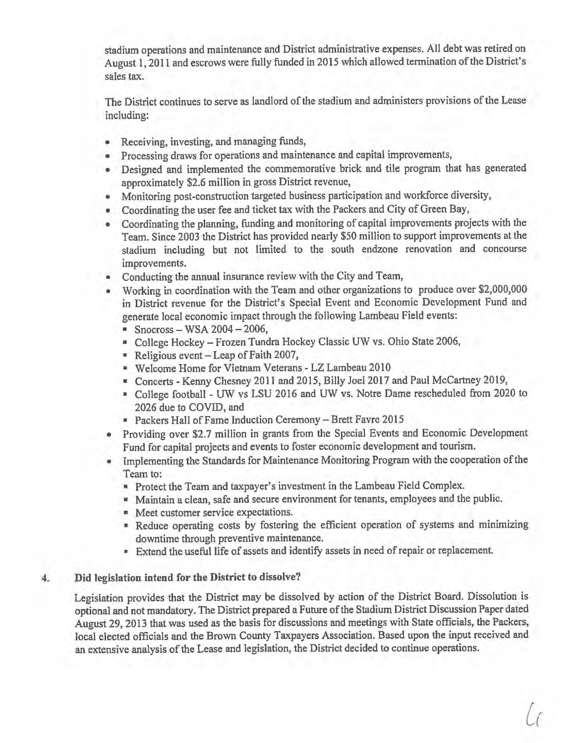stadium operations and maintenance and District administrative expenses. All debt was retired on August 1, 2011 and escrows were fully funded in 2015 which allowed termination of the District's sales tax.

The District continues to serve as landlord of the stadium and administers provisions of the Lease including:

- Receiving, investing, and managing funds,
- Processing draws for operations and maintenance and capital improvements,
- Designed and implemented the commemorative brick and tile program that has generated approximately $2.6 million in gross District revenue,
- Monitoring post-construction targeted business participation and workforce diversity,
- Coordinating the user fee and ticket tax with the Packers and City of Green Bay,
- Coordinating the planning, funding and monitoring of capital improvements projects with the Team. Since 2003 the District has provided nearly $50 million to support improvements at the stadium including but not limited to the south endzone renovation and concourse improvements.
- Conducting the annual insurance review with the City and Team,
- Working in coordination with the Team and other organizations to produce over $2,000,000 in District revenue for the District's Special Event and Economic Development Fund and generate local economic impact through the following Lambeau Field events:
  - Snocross – WSA 2004 – 2006,
  - College Hockey – Frozen Tundra Hockey Classic UW vs. Ohio State 2006,
  - Religious event – Leap of Faith 2007,
  - Welcome Home for Vietnam Veterans - LZ Lambeau 2010
  - Concerts - Kenny Chesney 2011 and 2015, Billy Joel 2017 and Paul McCartney 2019,
  - College football - UW vs LSU 2016 and UW vs. Notre Dame rescheduled from 2020 to 2026 due to COVID, and
  - Packers Hall of Fame Induction Ceremony – Brett Favre 2015
- Providing over $2.7 million in grants from the Special Events and Economic Development Fund for capital projects and events to foster economic development and tourism.
- Implementing the Standards for Maintenance Monitoring Program with the cooperation of the Team to:
  - Protect the Team and taxpayer's investment in the Lambeau Field Complex.
  - Maintain a clean, safe and secure environment for tenants, employees and the public.
  - Meet customer service expectations.
  - Reduce operating costs by fostering the efficient operation of systems and minimizing downtime through preventive maintenance.
  - Extend the useful life of assets and identify assets in need of repair or replacement.

**4. Did legislation intend for the District to dissolve?**

Legislation provides that the District may be dissolved by action of the District Board. Dissolution is optional and not mandatory. The District prepared a Future of the Stadium District Discussion Paper dated August 29, 2013 that was used as the basis for discussions and meetings with State officials, the Packers, local elected officials and the Brown County Taxpayers Association. Based upon the input received and an extensive analysis of the Lease and legislation, the District decided to continue operations.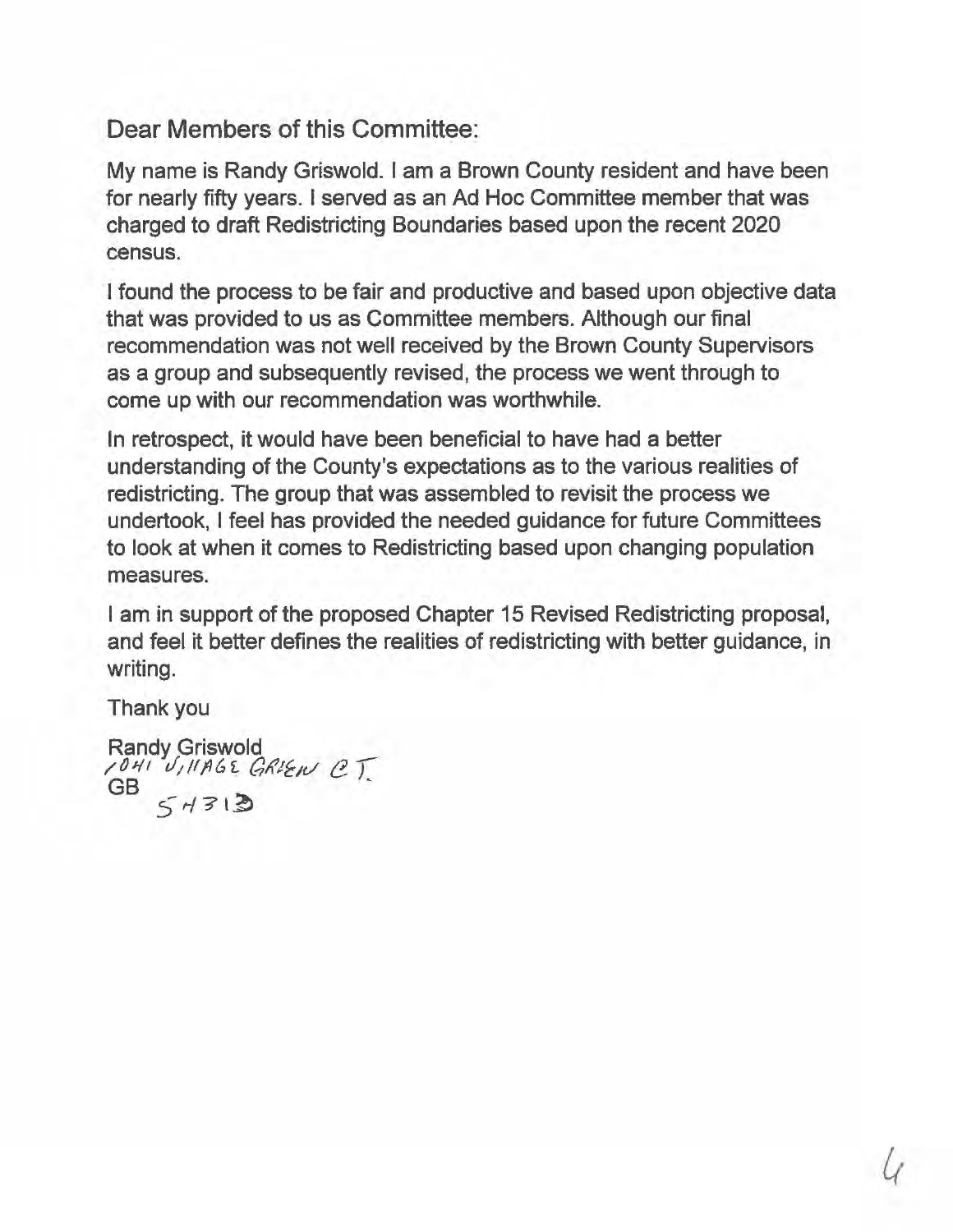Dear Members of this Committee:

My name is Randy Griswold. I am a Brown County resident and have been for nearly fifty years. I served as an Ad Hoc Committee member that was charged to draft Redistricting Boundaries based upon the recent 2020 census.

I found the process to be fair and productive and based upon objective data that was provided to us as Committee members. Although our final recommendation was not well received by the Brown County Supervisors as a group and subsequently revised, the process we went through to come up with our recommendation was worthwhile.

In retrospect, it would have been beneficial to have had a better understanding of the County's expectations as to the various realities of redistricting. The group that was assembled to revisit the process we undertook, I feel has provided the needed guidance for future Committees to look at when it comes to Redistricting based upon changing population measures.

I am in support of the proposed Chapter 15 Revised Redistricting proposal, and feel it better defines the realities of redistricting with better guidance, in writing.

Thank you

Randy Griswold
1041 VILLAGE GREEN CT.
GB
54313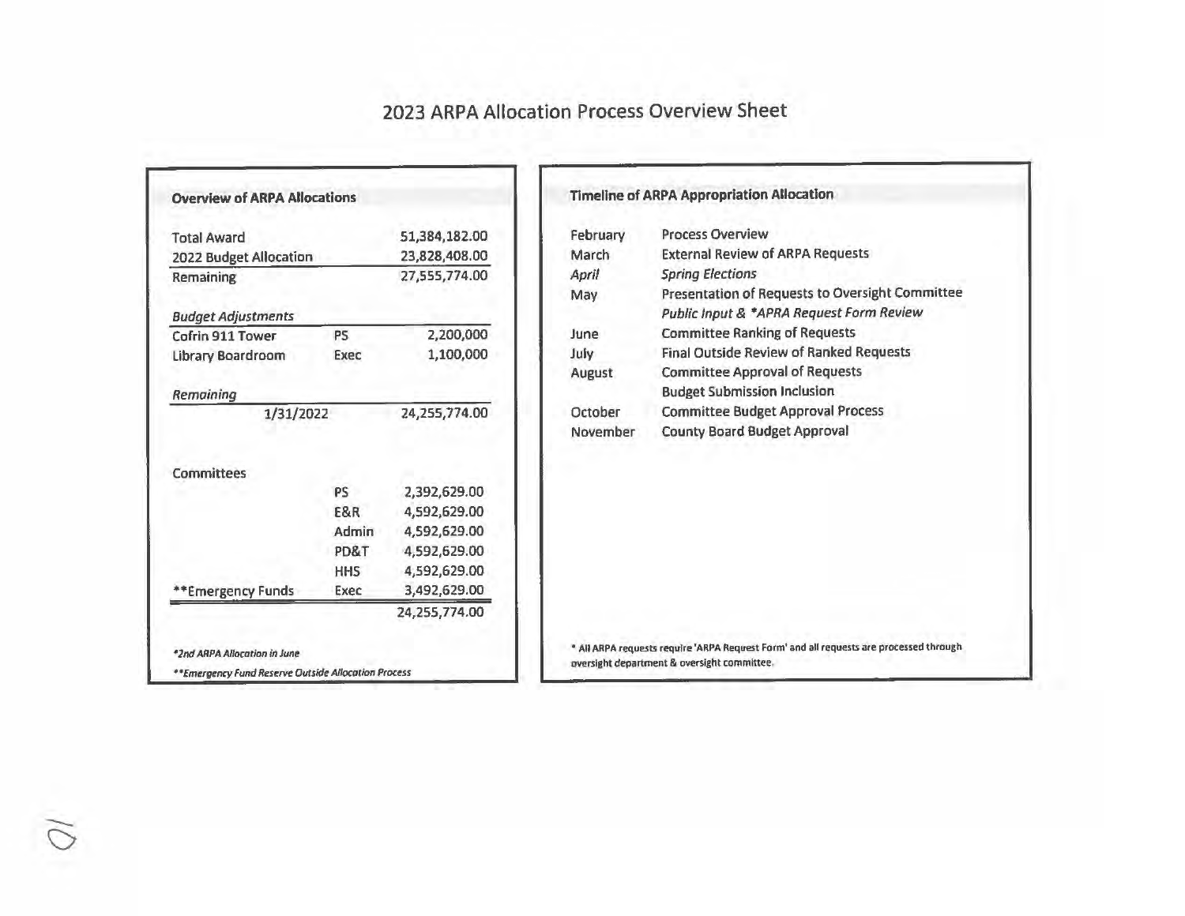# 2023 ARPA Allocation Process Overview Sheet

## Overview of ARPA Allocations

| | | |
|---|---|---|
| Total Award | | 51,384,182.00 |
| 2022 Budget Allocation | | 23,828,408.00 |
| Remaining | | 27,555,774.00 |

*Budget Adjustments*

| | | |
|---|---|---|
| Cofrin 911 Tower | PS | 2,200,000 |
| Library Boardroom | Exec | 1,100,000 |

*Remaining*

| | | |
|---|---|---|
| 1/31/2022 | | 24,255,774.00 |

Committees

| | | |
|---|---|---|
| | PS | 2,392,629.00 |
| | E&R | 4,592,629.00 |
| | Admin | 4,592,629.00 |
| | PD&T | 4,592,629.00 |
| | HHS | 4,592,629.00 |
| **Emergency Funds | Exec | 3,492,629.00 |
| | | 24,255,774.00 |

*\*2nd ARPA Allocation in June*

*\*\*Emergency Fund Reserve Outside Allocation Process*

## Timeline of ARPA Appropriation Allocation

| | |
|---|---|
| February | Process Overview |
| March | External Review of ARPA Requests |
| *April* | *Spring Elections* |
| May | Presentation of Requests to Oversight Committee |
| | *Public Input & *APRA Request Form Review* |
| June | Committee Ranking of Requests |
| July | Final Outside Review of Ranked Requests |
| August | Committee Approval of Requests |
| | Budget Submission Inclusion |
| October | Committee Budget Approval Process |
| November | County Board Budget Approval |

\* All ARPA requests require 'ARPA Request Form' and all requests are processed through oversight department & oversight committee.